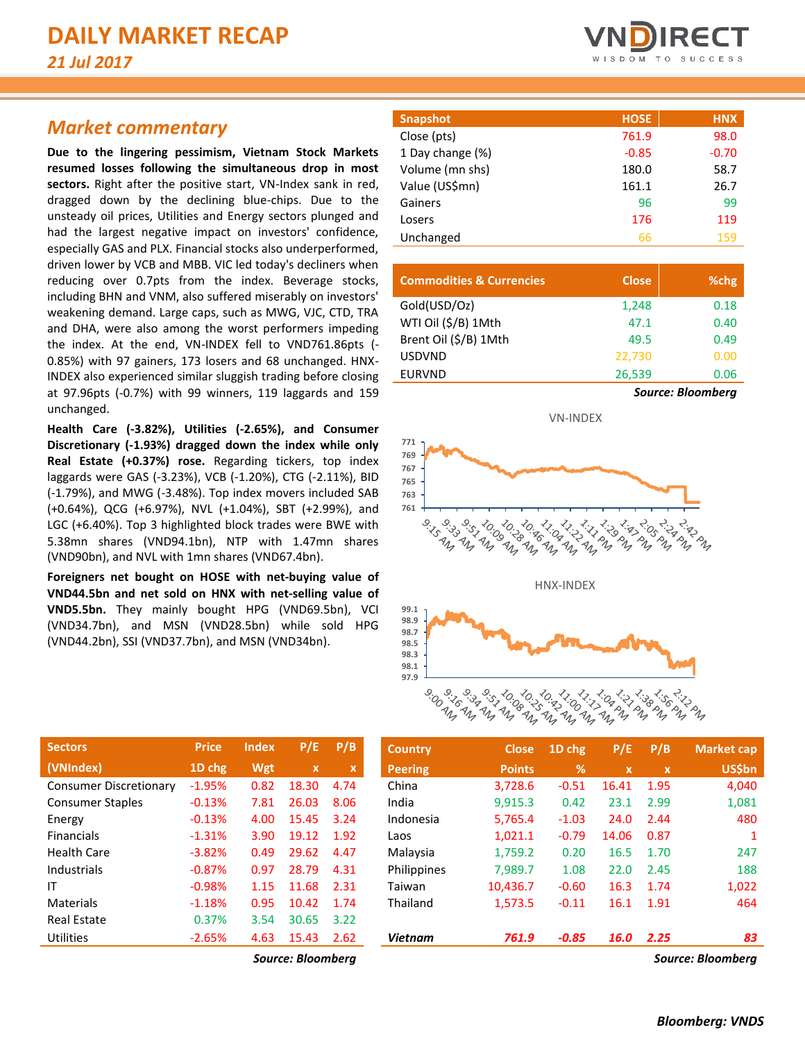# DAILY MARKET RECAP

*21 Jul 2017*

## Market commentary

**Due to the lingering pessimism, Vietnam Stock Markets resumed losses following the simultaneous drop in most sectors.** Right after the positive start, VN-Index sank in red, dragged down by the declining blue-chips. Due to the unsteady oil prices, Utilities and Energy sectors plunged and had the largest negative impact on investors' confidence, especially GAS and PLX. Financial stocks also underperformed, driven lower by VCB and MBB. VIC led today's decliners when reducing over 0.7pts from the index. Beverage stocks, including BHN and VNM, also suffered miserably on investors' weakening demand. Large caps, such as MWG, VJC, CTD, TRA and DHA, were also among the worst performers impeding the index. At the end, VN-INDEX fell to VND761.86pts (-0.85%) with 97 gainers, 173 losers and 68 unchanged. HNX-INDEX also experienced similar sluggish trading before closing at 97.96pts (-0.7%) with 99 winners, 119 laggards and 159 unchanged.

**Health Care (-3.82%), Utilities (-2.65%), and Consumer Discretionary (-1.93%) dragged down the index while only Real Estate (+0.37%) rose.** Regarding tickers, top index laggards were GAS (-3.23%), VCB (-1.20%), CTG (-2.11%), BID (-1.79%), and MWG (-3.48%). Top index movers included SAB (+0.64%), QCG (+6.97%), NVL (+1.04%), SBT (+2.99%), and LGC (+6.40%). Top 3 highlighted block trades were BWE with 5.38mn shares (VND94.1bn), NTP with 1.47mn shares (VND90bn), and NVL with 1mn shares (VND67.4bn).

**Foreigners net bought on HOSE with net-buying value of VND44.5bn and net sold on HNX with net-selling value of VND5.5bn.** They mainly bought HPG (VND69.5bn), VCI (VND34.7bn), and MSN (VND28.5bn) while sold HPG (VND44.2bn), SSI (VND37.7bn), and MSN (VND34bn).

| Snapshot | HOSE | HNX |
|---|---|---|
| Close (pts) | 761.9 | 98.0 |
| 1 Day change (%) | -0.85 | -0.70 |
| Volume (mn shs) | 180.0 | 58.7 |
| Value (US$mn) | 161.1 | 26.7 |
| Gainers | 96 | 99 |
| Losers | 176 | 119 |
| Unchanged | 66 | 159 |

| Commodities & Currencies | Close | %chg |
|---|---|---|
| Gold(USD/Oz) | 1,248 | 0.18 |
| WTI Oil ($/B) 1Mth | 47.1 | 0.40 |
| Brent Oil ($/B) 1Mth | 49.5 | 0.49 |
| USDVND | 22,730 | 0.00 |
| EURVND | 26,539 | 0.06 |

*Source: Bloomberg*

VN-INDEX

HNX-INDEX

| Sectors | Price | Index | P/E | P/B |
|---|---|---|---|---|
| (VNIndex) | 1D chg | Wgt | x | x |
| Consumer Discretionary | -1.95% | 0.82 | 18.30 | 4.74 |
| Consumer Staples | -0.13% | 7.81 | 26.03 | 8.06 |
| Energy | -0.13% | 4.00 | 15.45 | 3.24 |
| Financials | -1.31% | 3.90 | 19.12 | 1.92 |
| Health Care | -3.82% | 0.49 | 29.62 | 4.47 |
| Industrials | -0.87% | 0.97 | 28.79 | 4.31 |
| IT | -0.98% | 1.15 | 11.68 | 2.31 |
| Materials | -1.18% | 0.95 | 10.42 | 1.74 |
| Real Estate | 0.37% | 3.54 | 30.65 | 3.22 |
| Utilities | -2.65% | 4.63 | 15.43 | 2.62 |

*Source: Bloomberg*

| Country | Close | 1D chg | P/E | P/B | Market cap |
|---|---|---|---|---|---|
| Peering | Points | % | x | x | US$bn |
| China | 3,728.6 | -0.51 | 16.41 | 1.95 | 4,040 |
| India | 9,915.3 | 0.42 | 23.1 | 2.99 | 1,081 |
| Indonesia | 5,765.4 | -1.03 | 24.0 | 2.44 | 480 |
| Laos | 1,021.1 | -0.79 | 14.06 | 0.87 | 1 |
| Malaysia | 1,759.2 | 0.20 | 16.5 | 1.70 | 247 |
| Philippines | 7,989.7 | 1.08 | 22.0 | 2.45 | 188 |
| Taiwan | 10,436.7 | -0.60 | 16.3 | 1.74 | 1,022 |
| Thailand | 1,573.5 | -0.11 | 16.1 | 1.91 | 464 |
| *Vietnam* | *761.9* | *-0.85* | *16.0* | *2.25* | *83* |

*Source: Bloomberg*

*Bloomberg: VNDS*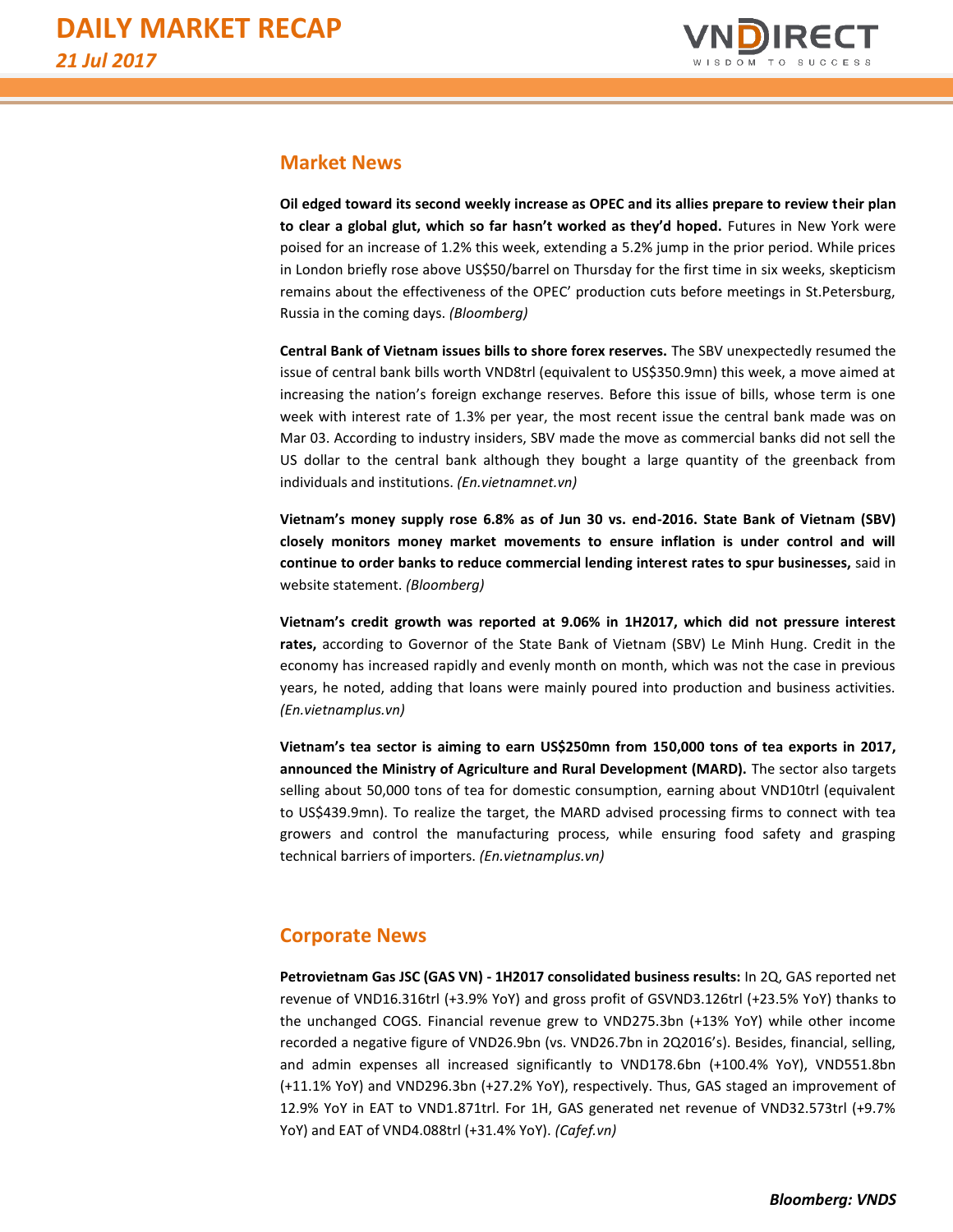## Market News

**Oil edged toward its second weekly increase as OPEC and its allies prepare to review their plan to clear a global glut, which so far hasn't worked as they'd hoped.** Futures in New York were poised for an increase of 1.2% this week, extending a 5.2% jump in the prior period. While prices in London briefly rose above US$50/barrel on Thursday for the first time in six weeks, skepticism remains about the effectiveness of the OPEC' production cuts before meetings in St.Petersburg, Russia in the coming days. *(Bloomberg)*

**Central Bank of Vietnam issues bills to shore forex reserves.** The SBV unexpectedly resumed the issue of central bank bills worth VND8trl (equivalent to US$350.9mn) this week, a move aimed at increasing the nation's foreign exchange reserves. Before this issue of bills, whose term is one week with interest rate of 1.3% per year, the most recent issue the central bank made was on Mar 03. According to industry insiders, SBV made the move as commercial banks did not sell the US dollar to the central bank although they bought a large quantity of the greenback from individuals and institutions. *(En.vietnamnet.vn)*

**Vietnam's money supply rose 6.8% as of Jun 30 vs. end-2016. State Bank of Vietnam (SBV) closely monitors money market movements to ensure inflation is under control and will continue to order banks to reduce commercial lending interest rates to spur businesses,** said in website statement. *(Bloomberg)*

**Vietnam's credit growth was reported at 9.06% in 1H2017, which did not pressure interest rates,** according to Governor of the State Bank of Vietnam (SBV) Le Minh Hung. Credit in the economy has increased rapidly and evenly month on month, which was not the case in previous years, he noted, adding that loans were mainly poured into production and business activities. *(En.vietnamplus.vn)*

**Vietnam's tea sector is aiming to earn US$250mn from 150,000 tons of tea exports in 2017, announced the Ministry of Agriculture and Rural Development (MARD).** The sector also targets selling about 50,000 tons of tea for domestic consumption, earning about VND10trl (equivalent to US$439.9mn). To realize the target, the MARD advised processing firms to connect with tea growers and control the manufacturing process, while ensuring food safety and grasping technical barriers of importers. *(En.vietnamplus.vn)*

## Corporate News

**Petrovietnam Gas JSC (GAS VN) - 1H2017 consolidated business results:** In 2Q, GAS reported net revenue of VND16.316trl (+3.9% YoY) and gross profit of GSVND3.126trl (+23.5% YoY) thanks to the unchanged COGS. Financial revenue grew to VND275.3bn (+13% YoY) while other income recorded a negative figure of VND26.9bn (vs. VND26.7bn in 2Q2016's). Besides, financial, selling, and admin expenses all increased significantly to VND178.6bn (+100.4% YoY), VND551.8bn (+11.1% YoY) and VND296.3bn (+27.2% YoY), respectively. Thus, GAS staged an improvement of 12.9% YoY in EAT to VND1.871trl. For 1H, GAS generated net revenue of VND32.573trl (+9.7% YoY) and EAT of VND4.088trl (+31.4% YoY). *(Cafef.vn)*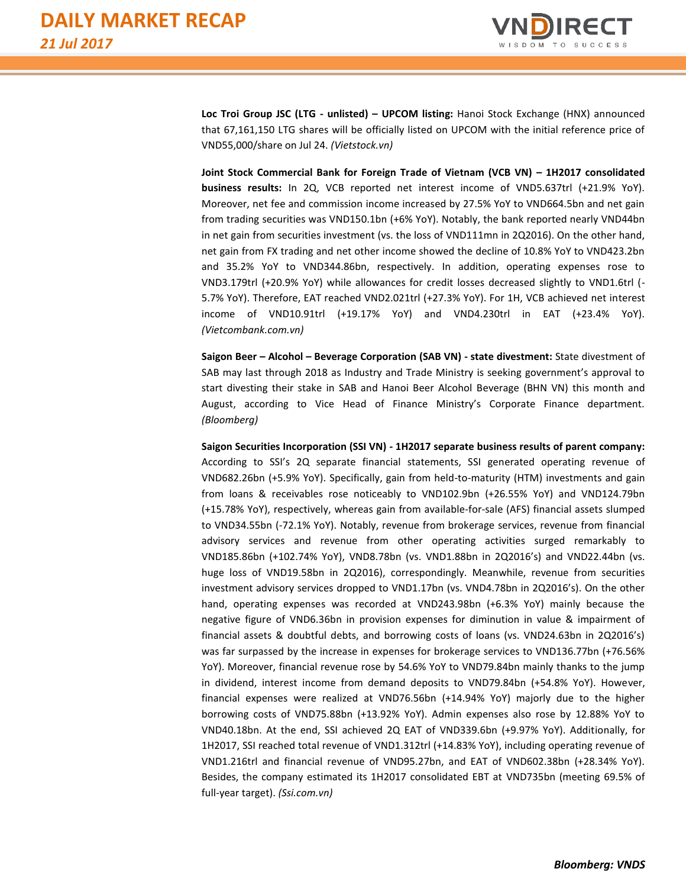**Loc Troi Group JSC (LTG - unlisted) – UPCOM listing:** Hanoi Stock Exchange (HNX) announced that 67,161,150 LTG shares will be officially listed on UPCOM with the initial reference price of VND55,000/share on Jul 24. *(Vietstock.vn)*

**Joint Stock Commercial Bank for Foreign Trade of Vietnam (VCB VN) – 1H2017 consolidated business results:** In 2Q, VCB reported net interest income of VND5.637trl (+21.9% YoY). Moreover, net fee and commission income increased by 27.5% YoY to VND664.5bn and net gain from trading securities was VND150.1bn (+6% YoY). Notably, the bank reported nearly VND44bn in net gain from securities investment (vs. the loss of VND111mn in 2Q2016). On the other hand, net gain from FX trading and net other income showed the decline of 10.8% YoY to VND423.2bn and 35.2% YoY to VND344.86bn, respectively. In addition, operating expenses rose to VND3.179trl (+20.9% YoY) while allowances for credit losses decreased slightly to VND1.6trl (-5.7% YoY). Therefore, EAT reached VND2.021trl (+27.3% YoY). For 1H, VCB achieved net interest income of VND10.91trl (+19.17% YoY) and VND4.230trl in EAT (+23.4% YoY). *(Vietcombank.com.vn)*

**Saigon Beer – Alcohol – Beverage Corporation (SAB VN) - state divestment:** State divestment of SAB may last through 2018 as Industry and Trade Ministry is seeking government's approval to start divesting their stake in SAB and Hanoi Beer Alcohol Beverage (BHN VN) this month and August, according to Vice Head of Finance Ministry's Corporate Finance department. *(Bloomberg)*

**Saigon Securities Incorporation (SSI VN) - 1H2017 separate business results of parent company:** According to SSI's 2Q separate financial statements, SSI generated operating revenue of VND682.26bn (+5.9% YoY). Specifically, gain from held-to-maturity (HTM) investments and gain from loans & receivables rose noticeably to VND102.9bn (+26.55% YoY) and VND124.79bn (+15.78% YoY), respectively, whereas gain from available-for-sale (AFS) financial assets slumped to VND34.55bn (-72.1% YoY). Notably, revenue from brokerage services, revenue from financial advisory services and revenue from other operating activities surged remarkably to VND185.86bn (+102.74% YoY), VND8.78bn (vs. VND1.88bn in 2Q2016's) and VND22.44bn (vs. huge loss of VND19.58bn in 2Q2016), correspondingly. Meanwhile, revenue from securities investment advisory services dropped to VND1.17bn (vs. VND4.78bn in 2Q2016's). On the other hand, operating expenses was recorded at VND243.98bn (+6.3% YoY) mainly because the negative figure of VND6.36bn in provision expenses for diminution in value & impairment of financial assets & doubtful debts, and borrowing costs of loans (vs. VND24.63bn in 2Q2016's) was far surpassed by the increase in expenses for brokerage services to VND136.77bn (+76.56% YoY). Moreover, financial revenue rose by 54.6% YoY to VND79.84bn mainly thanks to the jump in dividend, interest income from demand deposits to VND79.84bn (+54.8% YoY). However, financial expenses were realized at VND76.56bn (+14.94% YoY) majorly due to the higher borrowing costs of VND75.88bn (+13.92% YoY). Admin expenses also rose by 12.88% YoY to VND40.18bn. At the end, SSI achieved 2Q EAT of VND339.6bn (+9.97% YoY). Additionally, for 1H2017, SSI reached total revenue of VND1.312trl (+14.83% YoY), including operating revenue of VND1.216trl and financial revenue of VND95.27bn, and EAT of VND602.38bn (+28.34% YoY). Besides, the company estimated its 1H2017 consolidated EBT at VND735bn (meeting 69.5% of full-year target). *(Ssi.com.vn)*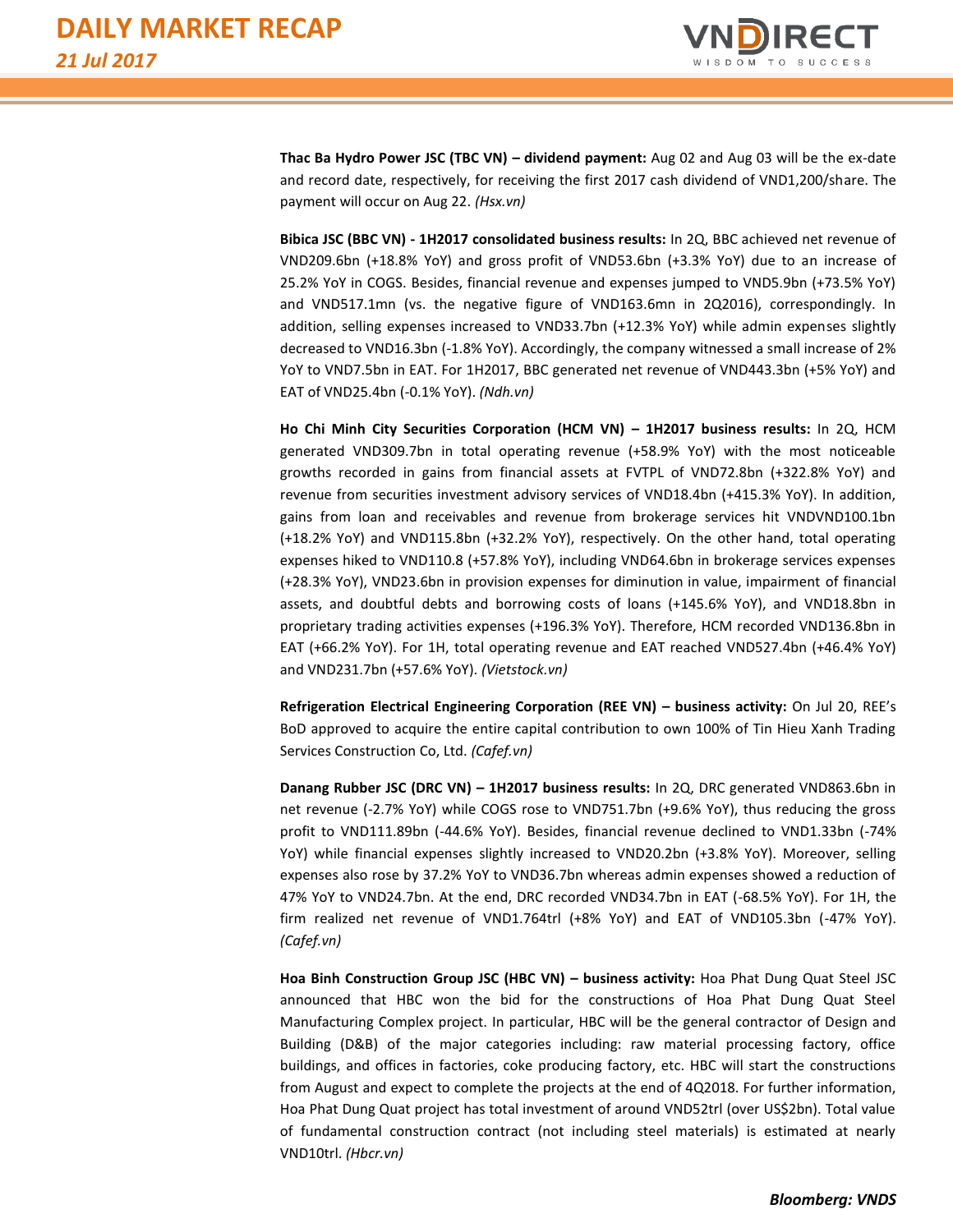**Thac Ba Hydro Power JSC (TBC VN) – dividend payment:** Aug 02 and Aug 03 will be the ex-date and record date, respectively, for receiving the first 2017 cash dividend of VND1,200/share. The payment will occur on Aug 22. *(Hsx.vn)*

**Bibica JSC (BBC VN) - 1H2017 consolidated business results:** In 2Q, BBC achieved net revenue of VND209.6bn (+18.8% YoY) and gross profit of VND53.6bn (+3.3% YoY) due to an increase of 25.2% YoY in COGS. Besides, financial revenue and expenses jumped to VND5.9bn (+73.5% YoY) and VND517.1mn (vs. the negative figure of VND163.6mn in 2Q2016), correspondingly. In addition, selling expenses increased to VND33.7bn (+12.3% YoY) while admin expenses slightly decreased to VND16.3bn (-1.8% YoY). Accordingly, the company witnessed a small increase of 2% YoY to VND7.5bn in EAT. For 1H2017, BBC generated net revenue of VND443.3bn (+5% YoY) and EAT of VND25.4bn (-0.1% YoY). *(Ndh.vn)*

**Ho Chi Minh City Securities Corporation (HCM VN) – 1H2017 business results:** In 2Q, HCM generated VND309.7bn in total operating revenue (+58.9% YoY) with the most noticeable growths recorded in gains from financial assets at FVTPL of VND72.8bn (+322.8% YoY) and revenue from securities investment advisory services of VND18.4bn (+415.3% YoY). In addition, gains from loan and receivables and revenue from brokerage services hit VNDVND100.1bn (+18.2% YoY) and VND115.8bn (+32.2% YoY), respectively. On the other hand, total operating expenses hiked to VND110.8 (+57.8% YoY), including VND64.6bn in brokerage services expenses (+28.3% YoY), VND23.6bn in provision expenses for diminution in value, impairment of financial assets, and doubtful debts and borrowing costs of loans (+145.6% YoY), and VND18.8bn in proprietary trading activities expenses (+196.3% YoY). Therefore, HCM recorded VND136.8bn in EAT (+66.2% YoY). For 1H, total operating revenue and EAT reached VND527.4bn (+46.4% YoY) and VND231.7bn (+57.6% YoY). *(Vietstock.vn)*

**Refrigeration Electrical Engineering Corporation (REE VN) – business activity:** On Jul 20, REE's BoD approved to acquire the entire capital contribution to own 100% of Tin Hieu Xanh Trading Services Construction Co, Ltd. *(Cafef.vn)*

**Danang Rubber JSC (DRC VN) – 1H2017 business results:** In 2Q, DRC generated VND863.6bn in net revenue (-2.7% YoY) while COGS rose to VND751.7bn (+9.6% YoY), thus reducing the gross profit to VND111.89bn (-44.6% YoY). Besides, financial revenue declined to VND1.33bn (-74% YoY) while financial expenses slightly increased to VND20.2bn (+3.8% YoY). Moreover, selling expenses also rose by 37.2% YoY to VND36.7bn whereas admin expenses showed a reduction of 47% YoY to VND24.7bn. At the end, DRC recorded VND34.7bn in EAT (-68.5% YoY). For 1H, the firm realized net revenue of VND1.764trl (+8% YoY) and EAT of VND105.3bn (-47% YoY). *(Cafef.vn)*

**Hoa Binh Construction Group JSC (HBC VN) – business activity:** Hoa Phat Dung Quat Steel JSC announced that HBC won the bid for the constructions of Hoa Phat Dung Quat Steel Manufacturing Complex project. In particular, HBC will be the general contractor of Design and Building (D&B) of the major categories including: raw material processing factory, office buildings, and offices in factories, coke producing factory, etc. HBC will start the constructions from August and expect to complete the projects at the end of 4Q2018. For further information, Hoa Phat Dung Quat project has total investment of around VND52trl (over US$2bn). Total value of fundamental construction contract (not including steel materials) is estimated at nearly VND10trl. *(Hbcr.vn)*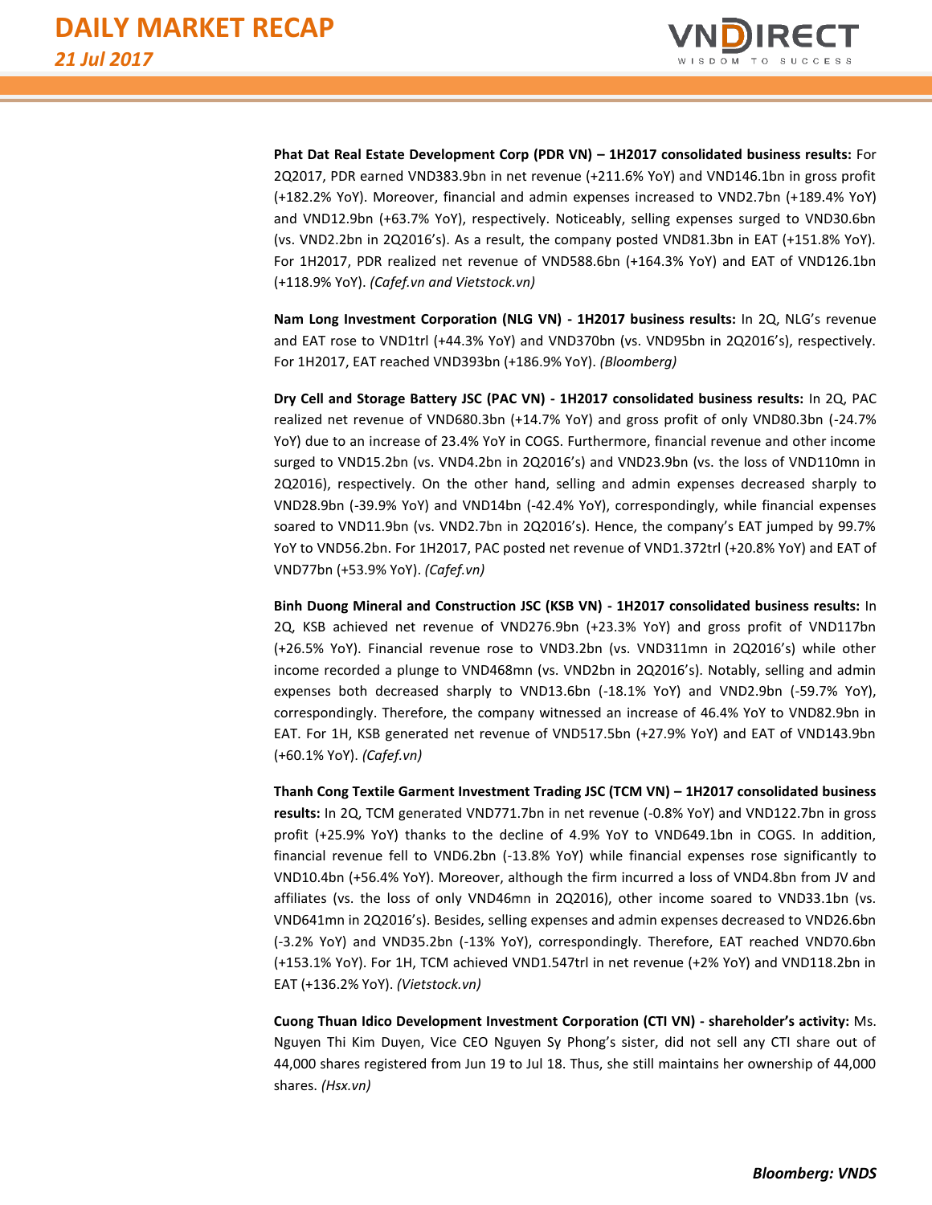**Phat Dat Real Estate Development Corp (PDR VN) – 1H2017 consolidated business results:** For 2Q2017, PDR earned VND383.9bn in net revenue (+211.6% YoY) and VND146.1bn in gross profit (+182.2% YoY). Moreover, financial and admin expenses increased to VND2.7bn (+189.4% YoY) and VND12.9bn (+63.7% YoY), respectively. Noticeably, selling expenses surged to VND30.6bn (vs. VND2.2bn in 2Q2016's). As a result, the company posted VND81.3bn in EAT (+151.8% YoY). For 1H2017, PDR realized net revenue of VND588.6bn (+164.3% YoY) and EAT of VND126.1bn (+118.9% YoY). *(Cafef.vn and Vietstock.vn)*

**Nam Long Investment Corporation (NLG VN) - 1H2017 business results:** In 2Q, NLG's revenue and EAT rose to VND1trl (+44.3% YoY) and VND370bn (vs. VND95bn in 2Q2016's), respectively. For 1H2017, EAT reached VND393bn (+186.9% YoY). *(Bloomberg)*

**Dry Cell and Storage Battery JSC (PAC VN) - 1H2017 consolidated business results:** In 2Q, PAC realized net revenue of VND680.3bn (+14.7% YoY) and gross profit of only VND80.3bn (-24.7% YoY) due to an increase of 23.4% YoY in COGS. Furthermore, financial revenue and other income surged to VND15.2bn (vs. VND4.2bn in 2Q2016's) and VND23.9bn (vs. the loss of VND110mn in 2Q2016), respectively. On the other hand, selling and admin expenses decreased sharply to VND28.9bn (-39.9% YoY) and VND14bn (-42.4% YoY), correspondingly, while financial expenses soared to VND11.9bn (vs. VND2.7bn in 2Q2016's). Hence, the company's EAT jumped by 99.7% YoY to VND56.2bn. For 1H2017, PAC posted net revenue of VND1.372trl (+20.8% YoY) and EAT of VND77bn (+53.9% YoY). *(Cafef.vn)*

**Binh Duong Mineral and Construction JSC (KSB VN) - 1H2017 consolidated business results:** In 2Q, KSB achieved net revenue of VND276.9bn (+23.3% YoY) and gross profit of VND117bn (+26.5% YoY). Financial revenue rose to VND3.2bn (vs. VND311mn in 2Q2016's) while other income recorded a plunge to VND468mn (vs. VND2bn in 2Q2016's). Notably, selling and admin expenses both decreased sharply to VND13.6bn (-18.1% YoY) and VND2.9bn (-59.7% YoY), correspondingly. Therefore, the company witnessed an increase of 46.4% YoY to VND82.9bn in EAT. For 1H, KSB generated net revenue of VND517.5bn (+27.9% YoY) and EAT of VND143.9bn (+60.1% YoY). *(Cafef.vn)*

**Thanh Cong Textile Garment Investment Trading JSC (TCM VN) – 1H2017 consolidated business results:** In 2Q, TCM generated VND771.7bn in net revenue (-0.8% YoY) and VND122.7bn in gross profit (+25.9% YoY) thanks to the decline of 4.9% YoY to VND649.1bn in COGS. In addition, financial revenue fell to VND6.2bn (-13.8% YoY) while financial expenses rose significantly to VND10.4bn (+56.4% YoY). Moreover, although the firm incurred a loss of VND4.8bn from JV and affiliates (vs. the loss of only VND46mn in 2Q2016), other income soared to VND33.1bn (vs. VND641mn in 2Q2016's). Besides, selling expenses and admin expenses decreased to VND26.6bn (-3.2% YoY) and VND35.2bn (-13% YoY), correspondingly. Therefore, EAT reached VND70.6bn (+153.1% YoY). For 1H, TCM achieved VND1.547trl in net revenue (+2% YoY) and VND118.2bn in EAT (+136.2% YoY). *(Vietstock.vn)*

**Cuong Thuan Idico Development Investment Corporation (CTI VN) - shareholder's activity:** Ms. Nguyen Thi Kim Duyen, Vice CEO Nguyen Sy Phong's sister, did not sell any CTI share out of 44,000 shares registered from Jun 19 to Jul 18. Thus, she still maintains her ownership of 44,000 shares. *(Hsx.vn)*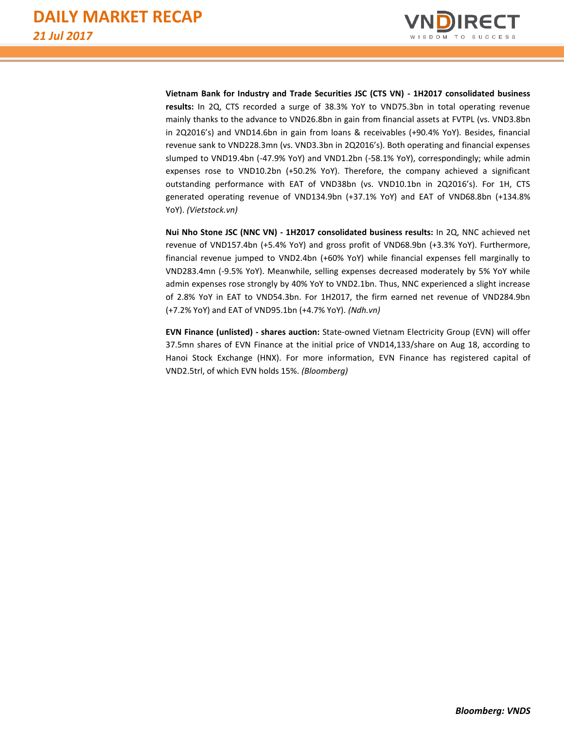**Vietnam Bank for Industry and Trade Securities JSC (CTS VN) - 1H2017 consolidated business results:** In 2Q, CTS recorded a surge of 38.3% YoY to VND75.3bn in total operating revenue mainly thanks to the advance to VND26.8bn in gain from financial assets at FVTPL (vs. VND3.8bn in 2Q2016's) and VND14.6bn in gain from loans & receivables (+90.4% YoY). Besides, financial revenue sank to VND228.3mn (vs. VND3.3bn in 2Q2016's). Both operating and financial expenses slumped to VND19.4bn (-47.9% YoY) and VND1.2bn (-58.1% YoY), correspondingly; while admin expenses rose to VND10.2bn (+50.2% YoY). Therefore, the company achieved a significant outstanding performance with EAT of VND38bn (vs. VND10.1bn in 2Q2016's). For 1H, CTS generated operating revenue of VND134.9bn (+37.1% YoY) and EAT of VND68.8bn (+134.8% YoY). *(Vietstock.vn)*

**Nui Nho Stone JSC (NNC VN) - 1H2017 consolidated business results:** In 2Q, NNC achieved net revenue of VND157.4bn (+5.4% YoY) and gross profit of VND68.9bn (+3.3% YoY). Furthermore, financial revenue jumped to VND2.4bn (+60% YoY) while financial expenses fell marginally to VND283.4mn (-9.5% YoY). Meanwhile, selling expenses decreased moderately by 5% YoY while admin expenses rose strongly by 40% YoY to VND2.1bn. Thus, NNC experienced a slight increase of 2.8% YoY in EAT to VND54.3bn. For 1H2017, the firm earned net revenue of VND284.9bn (+7.2% YoY) and EAT of VND95.1bn (+4.7% YoY). *(Ndh.vn)*

**EVN Finance (unlisted) - shares auction:** State-owned Vietnam Electricity Group (EVN) will offer 37.5mn shares of EVN Finance at the initial price of VND14,133/share on Aug 18, according to Hanoi Stock Exchange (HNX). For more information, EVN Finance has registered capital of VND2.5trl, of which EVN holds 15%. *(Bloomberg)*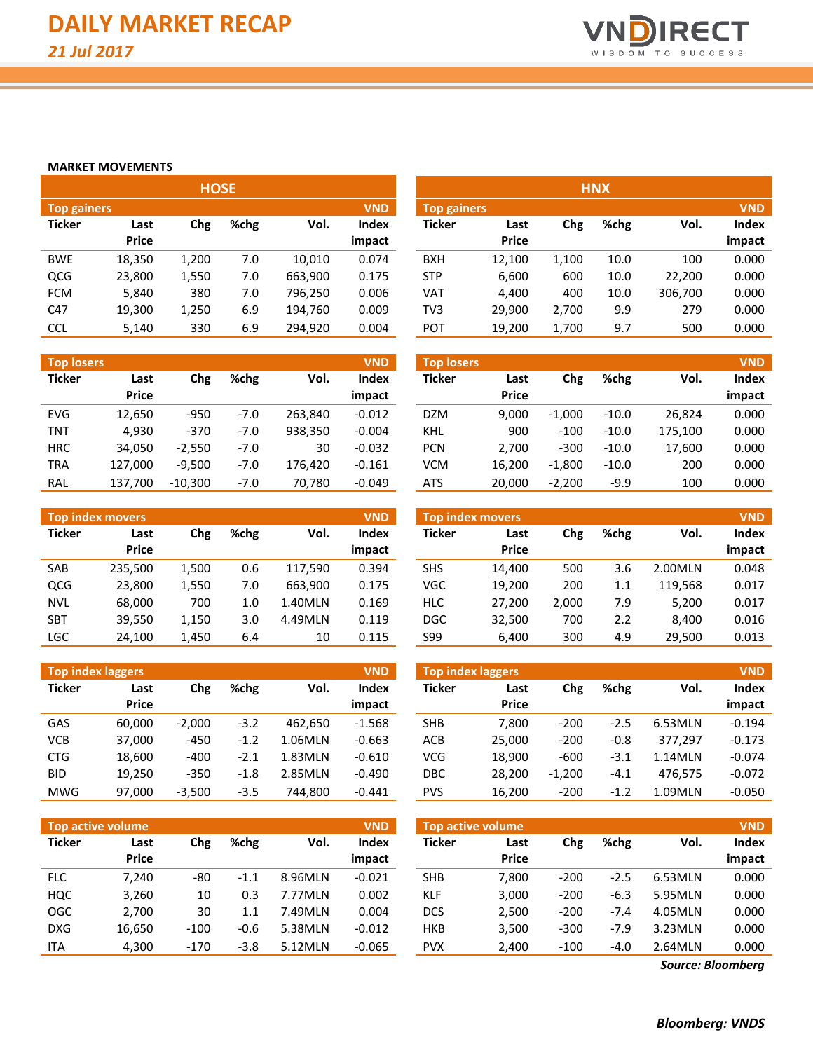# DAILY MARKET RECAP

*21 Jul 2017*

## MARKET MOVEMENTS

### HOSE

**Top gainers** (VND)

| Ticker | Last Price | Chg | %chg | Vol. | Index impact |
|---|---|---|---|---|---|
| BWE | 18,350 | 1,200 | 7.0 | 10,010 | 0.074 |
| QCG | 23,800 | 1,550 | 7.0 | 663,900 | 0.175 |
| FCM | 5,840 | 380 | 7.0 | 796,250 | 0.006 |
| C47 | 19,300 | 1,250 | 6.9 | 194,760 | 0.009 |
| CCL | 5,140 | 330 | 6.9 | 294,920 | 0.004 |

**Top losers** (VND)

| Ticker | Last Price | Chg | %chg | Vol. | Index impact |
|---|---|---|---|---|---|
| EVG | 12,650 | -950 | -7.0 | 263,840 | -0.012 |
| TNT | 4,930 | -370 | -7.0 | 938,350 | -0.004 |
| HRC | 34,050 | -2,550 | -7.0 | 30 | -0.032 |
| TRA | 127,000 | -9,500 | -7.0 | 176,420 | -0.161 |
| RAL | 137,700 | -10,300 | -7.0 | 70,780 | -0.049 |

**Top index movers** (VND)

| Ticker | Last Price | Chg | %chg | Vol. | Index impact |
|---|---|---|---|---|---|
| SAB | 235,500 | 1,500 | 0.6 | 117,590 | 0.394 |
| QCG | 23,800 | 1,550 | 7.0 | 663,900 | 0.175 |
| NVL | 68,000 | 700 | 1.0 | 1.40MLN | 0.169 |
| SBT | 39,550 | 1,150 | 3.0 | 4.49MLN | 0.119 |
| LGC | 24,100 | 1,450 | 6.4 | 10 | 0.115 |

**Top index laggers** (VND)

| Ticker | Last Price | Chg | %chg | Vol. | Index impact |
|---|---|---|---|---|---|
| GAS | 60,000 | -2,000 | -3.2 | 462,650 | -1.568 |
| VCB | 37,000 | -450 | -1.2 | 1.06MLN | -0.663 |
| CTG | 18,600 | -400 | -2.1 | 1.83MLN | -0.610 |
| BID | 19,250 | -350 | -1.8 | 2.85MLN | -0.490 |
| MWG | 97,000 | -3,500 | -3.5 | 744,800 | -0.441 |

**Top active volume** (VND)

| Ticker | Last Price | Chg | %chg | Vol. | Index impact |
|---|---|---|---|---|---|
| FLC | 7,240 | -80 | -1.1 | 8.96MLN | -0.021 |
| HQC | 3,260 | 10 | 0.3 | 7.77MLN | 0.002 |
| OGC | 2,700 | 30 | 1.1 | 7.49MLN | 0.004 |
| DXG | 16,650 | -100 | -0.6 | 5.38MLN | -0.012 |
| ITA | 4,300 | -170 | -3.8 | 5.12MLN | -0.065 |

### HNX

**Top gainers** (VND)

| Ticker | Last Price | Chg | %chg | Vol. | Index impact |
|---|---|---|---|---|---|
| BXH | 12,100 | 1,100 | 10.0 | 100 | 0.000 |
| STP | 6,600 | 600 | 10.0 | 22,200 | 0.000 |
| VAT | 4,400 | 400 | 10.0 | 306,700 | 0.000 |
| TV3 | 29,900 | 2,700 | 9.9 | 279 | 0.000 |
| POT | 19,200 | 1,700 | 9.7 | 500 | 0.000 |

**Top losers** (VND)

| Ticker | Last Price | Chg | %chg | Vol. | Index impact |
|---|---|---|---|---|---|
| DZM | 9,000 | -1,000 | -10.0 | 26,824 | 0.000 |
| KHL | 900 | -100 | -10.0 | 175,100 | 0.000 |
| PCN | 2,700 | -300 | -10.0 | 17,600 | 0.000 |
| VCM | 16,200 | -1,800 | -10.0 | 200 | 0.000 |
| ATS | 20,000 | -2,200 | -9.9 | 100 | 0.000 |

**Top index movers** (VND)

| Ticker | Last Price | Chg | %chg | Vol. | Index impact |
|---|---|---|---|---|---|
| SHS | 14,400 | 500 | 3.6 | 2.00MLN | 0.048 |
| VGC | 19,200 | 200 | 1.1 | 119,568 | 0.017 |
| HLC | 27,200 | 2,000 | 7.9 | 5,200 | 0.017 |
| DGC | 32,500 | 700 | 2.2 | 8,400 | 0.016 |
| S99 | 6,400 | 300 | 4.9 | 29,500 | 0.013 |

**Top index laggers** (VND)

| Ticker | Last Price | Chg | %chg | Vol. | Index impact |
|---|---|---|---|---|---|
| SHB | 7,800 | -200 | -2.5 | 6.53MLN | -0.194 |
| ACB | 25,000 | -200 | -0.8 | 377,297 | -0.173 |
| VCG | 18,900 | -600 | -3.1 | 1.14MLN | -0.074 |
| DBC | 28,200 | -1,200 | -4.1 | 476,575 | -0.072 |
| PVS | 16,200 | -200 | -1.2 | 1.09MLN | -0.050 |

**Top active volume** (VND)

| Ticker | Last Price | Chg | %chg | Vol. | Index impact |
|---|---|---|---|---|---|
| SHB | 7,800 | -200 | -2.5 | 6.53MLN | 0.000 |
| KLF | 3,000 | -200 | -6.3 | 5.95MLN | 0.000 |
| DCS | 2,500 | -200 | -7.4 | 4.05MLN | 0.000 |
| HKB | 3,500 | -300 | -7.9 | 3.23MLN | 0.000 |
| PVX | 2,400 | -100 | -4.0 | 2.64MLN | 0.000 |

***Source: Bloomberg***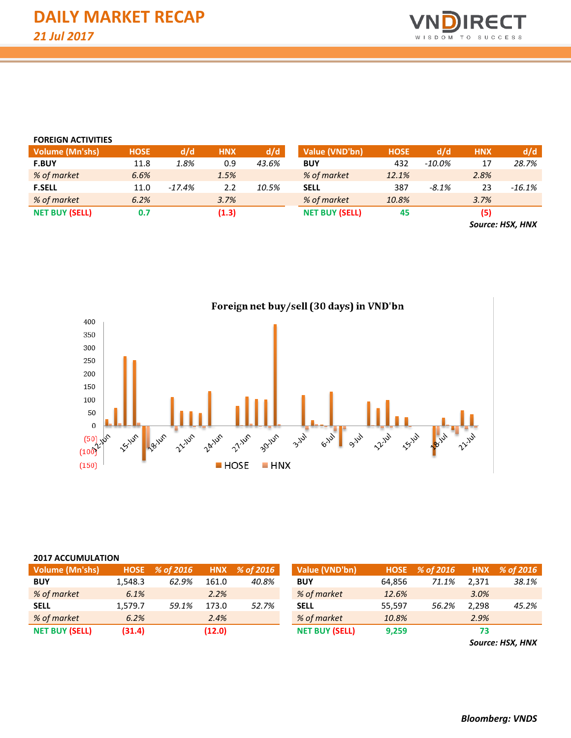# DAILY MARKET RECAP

*21 Jul 2017*

## FOREIGN ACTIVITIES

| Volume (Mn'shs) | HOSE | d/d | HNX | d/d |
|---|---|---|---|---|
| **F.BUY** | 11.8 | *1.8%* | 0.9 | *43.6%* |
| *% of market* | *6.6%* | | *1.5%* | |
| **F.SELL** | 11.0 | *-17.4%* | 2.2 | *10.5%* |
| *% of market* | *6.2%* | | *3.7%* | |
| **NET BUY (SELL)** | **0.7** | | **(1.3)** | |

| Value (VND'bn) | HOSE | d/d | HNX | d/d |
|---|---|---|---|---|
| **BUY** | 432 | *-10.0%* | 17 | *28.7%* |
| *% of market* | *12.1%* | | *2.8%* | |
| **SELL** | 387 | *-8.1%* | 23 | *-16.1%* |
| *% of market* | *10.8%* | | *3.7%* | |
| **NET BUY (SELL)** | **45** | | **(5)** | |

***Source: HSX, HNX***

**Foreign net buy/sell (30 days) in VND'bn**

## 2017 ACCUMULATION

| Volume (Mn'shs) | HOSE | % of 2016 | HNX | % of 2016 |
|---|---|---|---|---|
| **BUY** | 1,548.3 | *62.9%* | 161.0 | *40.8%* |
| *% of market* | *6.1%* | | *2.2%* | |
| **SELL** | 1,579.7 | *59.1%* | 173.0 | *52.7%* |
| *% of market* | *6.2%* | | *2.4%* | |
| **NET BUY (SELL)** | **(31.4)** | | **(12.0)** | |

| Value (VND'bn) | HOSE | % of 2016 | HNX | % of 2016 |
|---|---|---|---|---|
| **BUY** | 64,856 | *71.1%* | 2,371 | *38.1%* |
| *% of market* | *12.6%* | | *3.0%* | |
| **SELL** | 55,597 | *56.2%* | 2,298 | *45.2%* |
| *% of market* | *10.8%* | | *2.9%* | |
| **NET BUY (SELL)** | **9,259** | | **73** | |

***Source: HSX, HNX***

***Bloomberg: VNDS***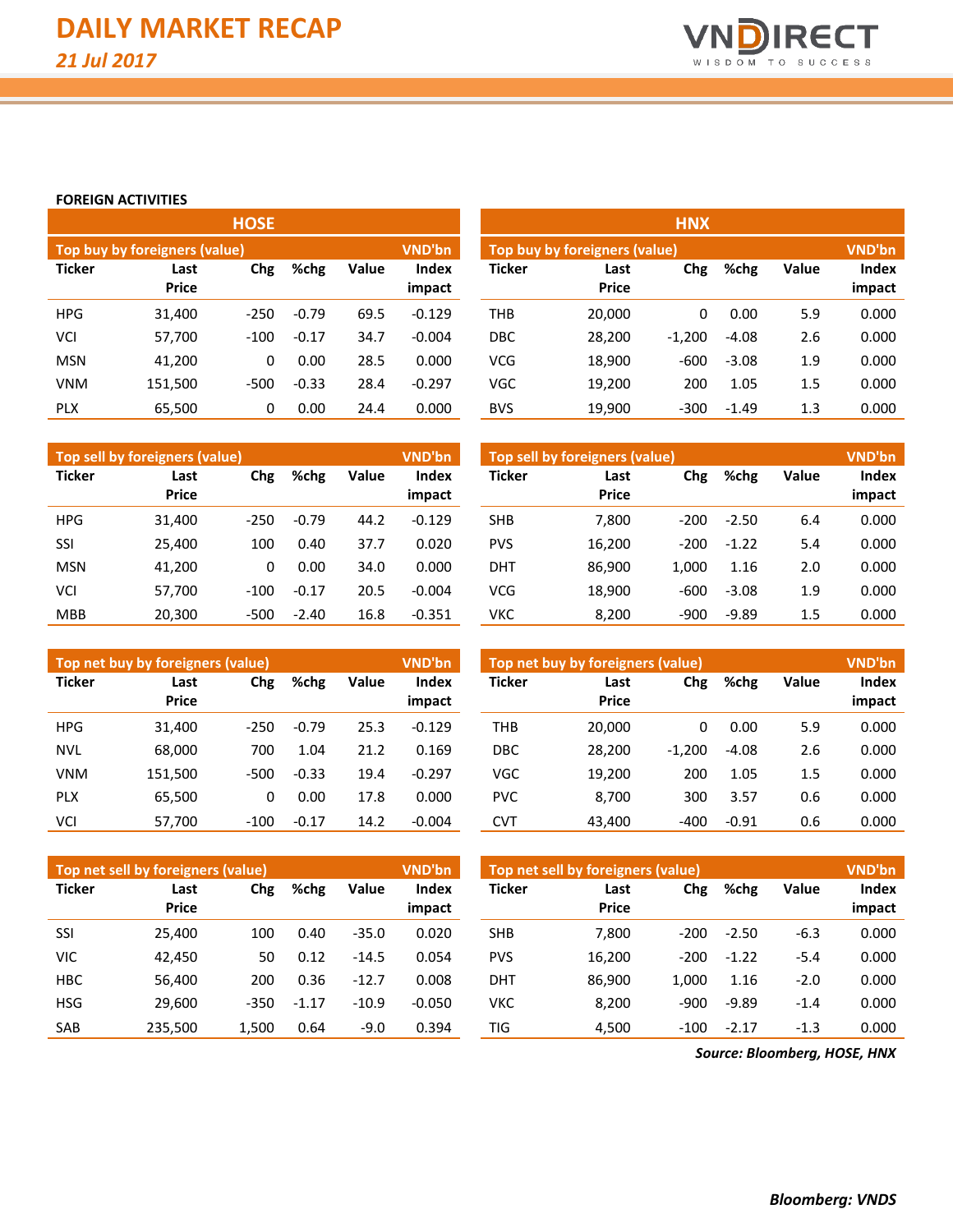# DAILY MARKET RECAP

*21 Jul 2017*

**FOREIGN ACTIVITIES**

## HOSE

**Top buy by foreigners (value)** — VND'bn

| Ticker | Last Price | Chg | %chg | Value | Index impact |
|---|---|---|---|---|---|
| HPG | 31,400 | -250 | -0.79 | 69.5 | -0.129 |
| VCI | 57,700 | -100 | -0.17 | 34.7 | -0.004 |
| MSN | 41,200 | 0 | 0.00 | 28.5 | 0.000 |
| VNM | 151,500 | -500 | -0.33 | 28.4 | -0.297 |
| PLX | 65,500 | 0 | 0.00 | 24.4 | 0.000 |

**Top sell by foreigners (value)** — VND'bn

| Ticker | Last Price | Chg | %chg | Value | Index impact |
|---|---|---|---|---|---|
| HPG | 31,400 | -250 | -0.79 | 44.2 | -0.129 |
| SSI | 25,400 | 100 | 0.40 | 37.7 | 0.020 |
| MSN | 41,200 | 0 | 0.00 | 34.0 | 0.000 |
| VCI | 57,700 | -100 | -0.17 | 20.5 | -0.004 |
| MBB | 20,300 | -500 | -2.40 | 16.8 | -0.351 |

**Top net buy by foreigners (value)** — VND'bn

| Ticker | Last Price | Chg | %chg | Value | Index impact |
|---|---|---|---|---|---|
| HPG | 31,400 | -250 | -0.79 | 25.3 | -0.129 |
| NVL | 68,000 | 700 | 1.04 | 21.2 | 0.169 |
| VNM | 151,500 | -500 | -0.33 | 19.4 | -0.297 |
| PLX | 65,500 | 0 | 0.00 | 17.8 | 0.000 |
| VCI | 57,700 | -100 | -0.17 | 14.2 | -0.004 |

**Top net sell by foreigners (value)** — VND'bn

| Ticker | Last Price | Chg | %chg | Value | Index impact |
|---|---|---|---|---|---|
| SSI | 25,400 | 100 | 0.40 | -35.0 | 0.020 |
| VIC | 42,450 | 50 | 0.12 | -14.5 | 0.054 |
| HBC | 56,400 | 200 | 0.36 | -12.7 | 0.008 |
| HSG | 29,600 | -350 | -1.17 | -10.9 | -0.050 |
| SAB | 235,500 | 1,500 | 0.64 | -9.0 | 0.394 |

## HNX

**Top buy by foreigners (value)** — VND'bn

| Ticker | Last Price | Chg | %chg | Value | Index impact |
|---|---|---|---|---|---|
| THB | 20,000 | 0 | 0.00 | 5.9 | 0.000 |
| DBC | 28,200 | -1,200 | -4.08 | 2.6 | 0.000 |
| VCG | 18,900 | -600 | -3.08 | 1.9 | 0.000 |
| VGC | 19,200 | 200 | 1.05 | 1.5 | 0.000 |
| BVS | 19,900 | -300 | -1.49 | 1.3 | 0.000 |

**Top sell by foreigners (value)** — VND'bn

| Ticker | Last Price | Chg | %chg | Value | Index impact |
|---|---|---|---|---|---|
| SHB | 7,800 | -200 | -2.50 | 6.4 | 0.000 |
| PVS | 16,200 | -200 | -1.22 | 5.4 | 0.000 |
| DHT | 86,900 | 1,000 | 1.16 | 2.0 | 0.000 |
| VCG | 18,900 | -600 | -3.08 | 1.9 | 0.000 |
| VKC | 8,200 | -900 | -9.89 | 1.5 | 0.000 |

**Top net buy by foreigners (value)** — VND'bn

| Ticker | Last Price | Chg | %chg | Value | Index impact |
|---|---|---|---|---|---|
| THB | 20,000 | 0 | 0.00 | 5.9 | 0.000 |
| DBC | 28,200 | -1,200 | -4.08 | 2.6 | 0.000 |
| VGC | 19,200 | 200 | 1.05 | 1.5 | 0.000 |
| PVC | 8,700 | 300 | 3.57 | 0.6 | 0.000 |
| CVT | 43,400 | -400 | -0.91 | 0.6 | 0.000 |

**Top net sell by foreigners (value)** — VND'bn

| Ticker | Last Price | Chg | %chg | Value | Index impact |
|---|---|---|---|---|---|
| SHB | 7,800 | -200 | -2.50 | -6.3 | 0.000 |
| PVS | 16,200 | -200 | -1.22 | -5.4 | 0.000 |
| DHT | 86,900 | 1,000 | 1.16 | -2.0 | 0.000 |
| VKC | 8,200 | -900 | -9.89 | -1.4 | 0.000 |
| TIG | 4,500 | -100 | -2.17 | -1.3 | 0.000 |

***Source: Bloomberg, HOSE, HNX***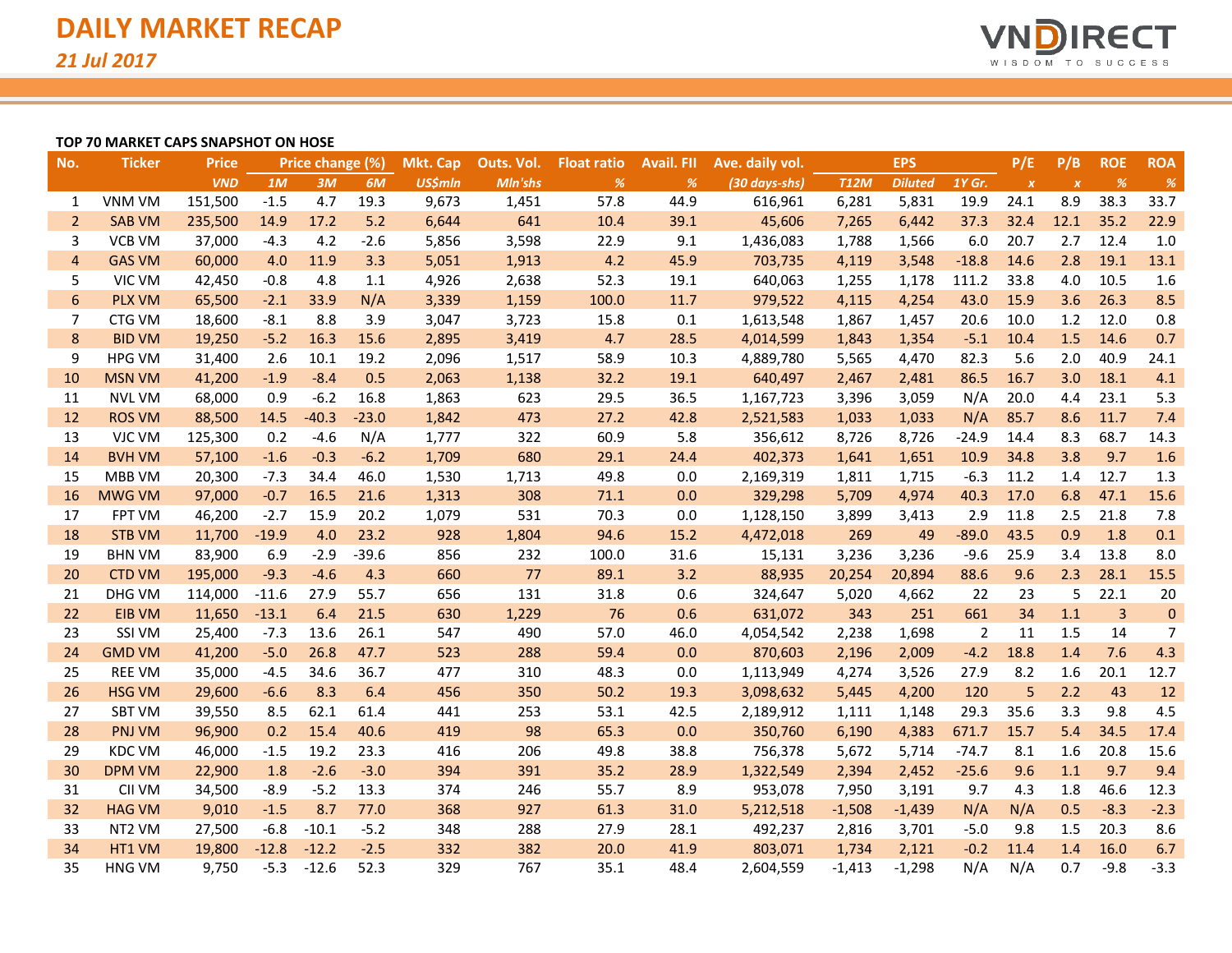# DAILY MARKET RECAP

*21 Jul 2017*

**TOP 70 MARKET CAPS SNAPSHOT ON HOSE**

| No. | Ticker | Price | Price change (%) | | | Mkt. Cap | Outs. Vol. | Float ratio | Avail. FII | Ave. daily vol. | EPS | | | P/E | P/B | ROE | ROA |
|---|---|---|---|---|---|---|---|---|---|---|---|---|---|---|---|---|---|
| | | *VND* | *1M* | *3M* | *6M* | *US$mln* | *Mln'shs* | *%* | *%* | *(30 days-shs)* | *T12M* | *Diluted* | *1Y Gr.* | *x* | *x* | *%* | *%* |
| 1 | VNM VM | 151,500 | -1.5 | 4.7 | 19.3 | 9,673 | 1,451 | 57.8 | 44.9 | 616,961 | 6,281 | 5,831 | 19.9 | 24.1 | 8.9 | 38.3 | 33.7 |
| 2 | SAB VM | 235,500 | 14.9 | 17.2 | 5.2 | 6,644 | 641 | 10.4 | 39.1 | 45,606 | 7,265 | 6,442 | 37.3 | 32.4 | 12.1 | 35.2 | 22.9 |
| 3 | VCB VM | 37,000 | -4.3 | 4.2 | -2.6 | 5,856 | 3,598 | 22.9 | 9.1 | 1,436,083 | 1,788 | 1,566 | 6.0 | 20.7 | 2.7 | 12.4 | 1.0 |
| 4 | GAS VM | 60,000 | 4.0 | 11.9 | 3.3 | 5,051 | 1,913 | 4.2 | 45.9 | 703,735 | 4,119 | 3,548 | -18.8 | 14.6 | 2.8 | 19.1 | 13.1 |
| 5 | VIC VM | 42,450 | -0.8 | 4.8 | 1.1 | 4,926 | 2,638 | 52.3 | 19.1 | 640,063 | 1,255 | 1,178 | 111.2 | 33.8 | 4.0 | 10.5 | 1.6 |
| 6 | PLX VM | 65,500 | -2.1 | 33.9 | N/A | 3,339 | 1,159 | 100.0 | 11.7 | 979,522 | 4,115 | 4,254 | 43.0 | 15.9 | 3.6 | 26.3 | 8.5 |
| 7 | CTG VM | 18,600 | -8.1 | 8.8 | 3.9 | 3,047 | 3,723 | 15.8 | 0.1 | 1,613,548 | 1,867 | 1,457 | 20.6 | 10.0 | 1.2 | 12.0 | 0.8 |
| 8 | BID VM | 19,250 | -5.2 | 16.3 | 15.6 | 2,895 | 3,419 | 4.7 | 28.5 | 4,014,599 | 1,843 | 1,354 | -5.1 | 10.4 | 1.5 | 14.6 | 0.7 |
| 9 | HPG VM | 31,400 | 2.6 | 10.1 | 19.2 | 2,096 | 1,517 | 58.9 | 10.3 | 4,889,780 | 5,565 | 4,470 | 82.3 | 5.6 | 2.0 | 40.9 | 24.1 |
| 10 | MSN VM | 41,200 | -1.9 | -8.4 | 0.5 | 2,063 | 1,138 | 32.2 | 19.1 | 640,497 | 2,467 | 2,481 | 86.5 | 16.7 | 3.0 | 18.1 | 4.1 |
| 11 | NVL VM | 68,000 | 0.9 | -6.2 | 16.8 | 1,863 | 623 | 29.5 | 36.5 | 1,167,723 | 3,396 | 3,059 | N/A | 20.0 | 4.4 | 23.1 | 5.3 |
| 12 | ROS VM | 88,500 | 14.5 | -40.3 | -23.0 | 1,842 | 473 | 27.2 | 42.8 | 2,521,583 | 1,033 | 1,033 | N/A | 85.7 | 8.6 | 11.7 | 7.4 |
| 13 | VJC VM | 125,300 | 0.2 | -4.6 | N/A | 1,777 | 322 | 60.9 | 5.8 | 356,612 | 8,726 | 8,726 | -24.9 | 14.4 | 8.3 | 68.7 | 14.3 |
| 14 | BVH VM | 57,100 | -1.6 | -0.3 | -6.2 | 1,709 | 680 | 29.1 | 24.4 | 402,373 | 1,641 | 1,651 | 10.9 | 34.8 | 3.8 | 9.7 | 1.6 |
| 15 | MBB VM | 20,300 | -7.3 | 34.4 | 46.0 | 1,530 | 1,713 | 49.8 | 0.0 | 2,169,319 | 1,811 | 1,715 | -6.3 | 11.2 | 1.4 | 12.7 | 1.3 |
| 16 | MWG VM | 97,000 | -0.7 | 16.5 | 21.6 | 1,313 | 308 | 71.1 | 0.0 | 329,298 | 5,709 | 4,974 | 40.3 | 17.0 | 6.8 | 47.1 | 15.6 |
| 17 | FPT VM | 46,200 | -2.7 | 15.9 | 20.2 | 1,079 | 531 | 70.3 | 0.0 | 1,128,150 | 3,899 | 3,413 | 2.9 | 11.8 | 2.5 | 21.8 | 7.8 |
| 18 | STB VM | 11,700 | -19.9 | 4.0 | 23.2 | 928 | 1,804 | 94.6 | 15.2 | 4,472,018 | 269 | 49 | -89.0 | 43.5 | 0.9 | 1.8 | 0.1 |
| 19 | BHN VM | 83,900 | 6.9 | -2.9 | -39.6 | 856 | 232 | 100.0 | 31.6 | 15,131 | 3,236 | 3,236 | -9.6 | 25.9 | 3.4 | 13.8 | 8.0 |
| 20 | CTD VM | 195,000 | -9.3 | -4.6 | 4.3 | 660 | 77 | 89.1 | 3.2 | 88,935 | 20,254 | 20,894 | 88.6 | 9.6 | 2.3 | 28.1 | 15.5 |
| 21 | DHG VM | 114,000 | -11.6 | 27.9 | 55.7 | 656 | 131 | 31.8 | 0.6 | 324,647 | 5,020 | 4,662 | 22 | 23 | 5 | 22.1 | 20 |
| 22 | EIB VM | 11,650 | -13.1 | 6.4 | 21.5 | 630 | 1,229 | 76 | 0.6 | 631,072 | 343 | 251 | 661 | 34 | 1.1 | 3 | 0 |
| 23 | SSI VM | 25,400 | -7.3 | 13.6 | 26.1 | 547 | 490 | 57.0 | 46.0 | 4,054,542 | 2,238 | 1,698 | 2 | 11 | 1.5 | 14 | 7 |
| 24 | GMD VM | 41,200 | -5.0 | 26.8 | 47.7 | 523 | 288 | 59.4 | 0.0 | 870,603 | 2,196 | 2,009 | -4.2 | 18.8 | 1.4 | 7.6 | 4.3 |
| 25 | REE VM | 35,000 | -4.5 | 34.6 | 36.7 | 477 | 310 | 48.3 | 0.0 | 1,113,949 | 4,274 | 3,526 | 27.9 | 8.2 | 1.6 | 20.1 | 12.7 |
| 26 | HSG VM | 29,600 | -6.6 | 8.3 | 6.4 | 456 | 350 | 50.2 | 19.3 | 3,098,632 | 5,445 | 4,200 | 120 | 5 | 2.2 | 43 | 12 |
| 27 | SBT VM | 39,550 | 8.5 | 62.1 | 61.4 | 441 | 253 | 53.1 | 42.5 | 2,189,912 | 1,111 | 1,148 | 29.3 | 35.6 | 3.3 | 9.8 | 4.5 |
| 28 | PNJ VM | 96,900 | 0.2 | 15.4 | 40.6 | 419 | 98 | 65.3 | 0.0 | 350,760 | 6,190 | 4,383 | 671.7 | 15.7 | 5.4 | 34.5 | 17.4 |
| 29 | KDC VM | 46,000 | -1.5 | 19.2 | 23.3 | 416 | 206 | 49.8 | 38.8 | 756,378 | 5,672 | 5,714 | -74.7 | 8.1 | 1.6 | 20.8 | 15.6 |
| 30 | DPM VM | 22,900 | 1.8 | -2.6 | -3.0 | 394 | 391 | 35.2 | 28.9 | 1,322,549 | 2,394 | 2,452 | -25.6 | 9.6 | 1.1 | 9.7 | 9.4 |
| 31 | CII VM | 34,500 | -8.9 | -5.2 | 13.3 | 374 | 246 | 55.7 | 8.9 | 953,078 | 7,950 | 3,191 | 9.7 | 4.3 | 1.8 | 46.6 | 12.3 |
| 32 | HAG VM | 9,010 | -1.5 | 8.7 | 77.0 | 368 | 927 | 61.3 | 31.0 | 5,212,518 | -1,508 | -1,439 | N/A | N/A | 0.5 | -8.3 | -2.3 |
| 33 | NT2 VM | 27,500 | -6.8 | -10.1 | -5.2 | 348 | 288 | 27.9 | 28.1 | 492,237 | 2,816 | 3,701 | -5.0 | 9.8 | 1.5 | 20.3 | 8.6 |
| 34 | HT1 VM | 19,800 | -12.8 | -12.2 | -2.5 | 332 | 382 | 20.0 | 41.9 | 803,071 | 1,734 | 2,121 | -0.2 | 11.4 | 1.4 | 16.0 | 6.7 |
| 35 | HNG VM | 9,750 | -5.3 | -12.6 | 52.3 | 329 | 767 | 35.1 | 48.4 | 2,604,559 | -1,413 | -1,298 | N/A | N/A | 0.7 | -9.8 | -3.3 |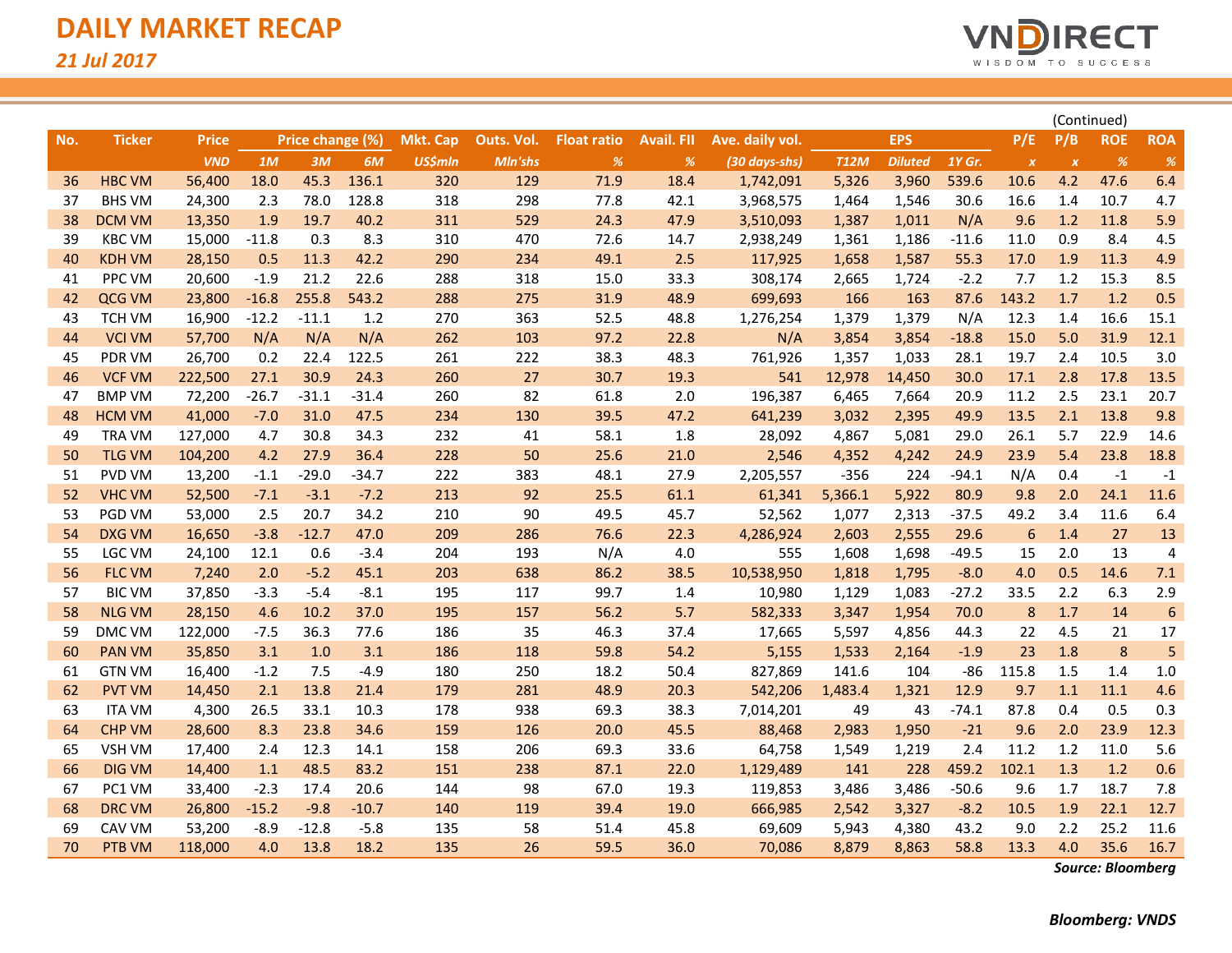# DAILY MARKET RECAP

*21 Jul 2017*

(Continued)

| No. | Ticker | Price | Price change (%) | | | Mkt. Cap | Outs. Vol. | Float ratio | Avail. FII | Ave. daily vol. | EPS | | | P/E | P/B | ROE | ROA |
|---|---|---|---|---|---|---|---|---|---|---|---|---|---|---|---|---|---|
| | | VND | 1M | 3M | 6M | US$mln | Mln'shs | % | % | (30 days-shs) | T12M | Diluted | 1Y Gr. | x | x | % | % |
| 36 | HBC VM | 56,400 | 18.0 | 45.3 | 136.1 | 320 | 129 | 71.9 | 18.4 | 1,742,091 | 5,326 | 3,960 | 539.6 | 10.6 | 4.2 | 47.6 | 6.4 |
| 37 | BHS VM | 24,300 | 2.3 | 78.0 | 128.8 | 318 | 298 | 77.8 | 42.1 | 3,968,575 | 1,464 | 1,546 | 30.6 | 16.6 | 1.4 | 10.7 | 4.7 |
| 38 | DCM VM | 13,350 | 1.9 | 19.7 | 40.2 | 311 | 529 | 24.3 | 47.9 | 3,510,093 | 1,387 | 1,011 | N/A | 9.6 | 1.2 | 11.8 | 5.9 |
| 39 | KBC VM | 15,000 | -11.8 | 0.3 | 8.3 | 310 | 470 | 72.6 | 14.7 | 2,938,249 | 1,361 | 1,186 | -11.6 | 11.0 | 0.9 | 8.4 | 4.5 |
| 40 | KDH VM | 28,150 | 0.5 | 11.3 | 42.2 | 290 | 234 | 49.1 | 2.5 | 117,925 | 1,658 | 1,587 | 55.3 | 17.0 | 1.9 | 11.3 | 4.9 |
| 41 | PPC VM | 20,600 | -1.9 | 21.2 | 22.6 | 288 | 318 | 15.0 | 33.3 | 308,174 | 2,665 | 1,724 | -2.2 | 7.7 | 1.2 | 15.3 | 8.5 |
| 42 | QCG VM | 23,800 | -16.8 | 255.8 | 543.2 | 288 | 275 | 31.9 | 48.9 | 699,693 | 166 | 163 | 87.6 | 143.2 | 1.7 | 1.2 | 0.5 |
| 43 | TCH VM | 16,900 | -12.2 | -11.1 | 1.2 | 270 | 363 | 52.5 | 48.8 | 1,276,254 | 1,379 | 1,379 | N/A | 12.3 | 1.4 | 16.6 | 15.1 |
| 44 | VCI VM | 57,700 | N/A | N/A | N/A | 262 | 103 | 97.2 | 22.8 | N/A | 3,854 | 3,854 | -18.8 | 15.0 | 5.0 | 31.9 | 12.1 |
| 45 | PDR VM | 26,700 | 0.2 | 22.4 | 122.5 | 261 | 222 | 38.3 | 48.3 | 761,926 | 1,357 | 1,033 | 28.1 | 19.7 | 2.4 | 10.5 | 3.0 |
| 46 | VCF VM | 222,500 | 27.1 | 30.9 | 24.3 | 260 | 27 | 30.7 | 19.3 | 541 | 12,978 | 14,450 | 30.0 | 17.1 | 2.8 | 17.8 | 13.5 |
| 47 | BMP VM | 72,200 | -26.7 | -31.1 | -31.4 | 260 | 82 | 61.8 | 2.0 | 196,387 | 6,465 | 7,664 | 20.9 | 11.2 | 2.5 | 23.1 | 20.7 |
| 48 | HCM VM | 41,000 | -7.0 | 31.0 | 47.5 | 234 | 130 | 39.5 | 47.2 | 641,239 | 3,032 | 2,395 | 49.9 | 13.5 | 2.1 | 13.8 | 9.8 |
| 49 | TRA VM | 127,000 | 4.7 | 30.8 | 34.3 | 232 | 41 | 58.1 | 1.8 | 28,092 | 4,867 | 5,081 | 29.0 | 26.1 | 5.7 | 22.9 | 14.6 |
| 50 | TLG VM | 104,200 | 4.2 | 27.9 | 36.4 | 228 | 50 | 25.6 | 21.0 | 2,546 | 4,352 | 4,242 | 24.9 | 23.9 | 5.4 | 23.8 | 18.8 |
| 51 | PVD VM | 13,200 | -1.1 | -29.0 | -34.7 | 222 | 383 | 48.1 | 27.9 | 2,205,557 | -356 | 224 | -94.1 | N/A | 0.4 | -1 | -1 |
| 52 | VHC VM | 52,500 | -7.1 | -3.1 | -7.2 | 213 | 92 | 25.5 | 61.1 | 61,341 | 5,366.1 | 5,922 | 80.9 | 9.8 | 2.0 | 24.1 | 11.6 |
| 53 | PGD VM | 53,000 | 2.5 | 20.7 | 34.2 | 210 | 90 | 49.5 | 45.7 | 52,562 | 1,077 | 2,313 | -37.5 | 49.2 | 3.4 | 11.6 | 6.4 |
| 54 | DXG VM | 16,650 | -3.8 | -12.7 | 47.0 | 209 | 286 | 76.6 | 22.3 | 4,286,924 | 2,603 | 2,555 | 29.6 | 6 | 1.4 | 27 | 13 |
| 55 | LGC VM | 24,100 | 12.1 | 0.6 | -3.4 | 204 | 193 | N/A | 4.0 | 555 | 1,608 | 1,698 | -49.5 | 15 | 2.0 | 13 | 4 |
| 56 | FLC VM | 7,240 | 2.0 | -5.2 | 45.1 | 203 | 638 | 86.2 | 38.5 | 10,538,950 | 1,818 | 1,795 | -8.0 | 4.0 | 0.5 | 14.6 | 7.1 |
| 57 | BIC VM | 37,850 | -3.3 | -5.4 | -8.1 | 195 | 117 | 99.7 | 1.4 | 10,980 | 1,129 | 1,083 | -27.2 | 33.5 | 2.2 | 6.3 | 2.9 |
| 58 | NLG VM | 28,150 | 4.6 | 10.2 | 37.0 | 195 | 157 | 56.2 | 5.7 | 582,333 | 3,347 | 1,954 | 70.0 | 8 | 1.7 | 14 | 6 |
| 59 | DMC VM | 122,000 | -7.5 | 36.3 | 77.6 | 186 | 35 | 46.3 | 37.4 | 17,665 | 5,597 | 4,856 | 44.3 | 22 | 4.5 | 21 | 17 |
| 60 | PAN VM | 35,850 | 3.1 | 1.0 | 3.1 | 186 | 118 | 59.8 | 54.2 | 5,155 | 1,533 | 2,164 | -1.9 | 23 | 1.8 | 8 | 5 |
| 61 | GTN VM | 16,400 | -1.2 | 7.5 | -4.9 | 180 | 250 | 18.2 | 50.4 | 827,869 | 141.6 | 104 | -86 | 115.8 | 1.5 | 1.4 | 1.0 |
| 62 | PVT VM | 14,450 | 2.1 | 13.8 | 21.4 | 179 | 281 | 48.9 | 20.3 | 542,206 | 1,483.4 | 1,321 | 12.9 | 9.7 | 1.1 | 11.1 | 4.6 |
| 63 | ITA VM | 4,300 | 26.5 | 33.1 | 10.3 | 178 | 938 | 69.3 | 38.3 | 7,014,201 | 49 | 43 | -74.1 | 87.8 | 0.4 | 0.5 | 0.3 |
| 64 | CHP VM | 28,600 | 8.3 | 23.8 | 34.6 | 159 | 126 | 20.0 | 45.5 | 88,468 | 2,983 | 1,950 | -21 | 9.6 | 2.0 | 23.9 | 12.3 |
| 65 | VSH VM | 17,400 | 2.4 | 12.3 | 14.1 | 158 | 206 | 69.3 | 33.6 | 64,758 | 1,549 | 1,219 | 2.4 | 11.2 | 1.2 | 11.0 | 5.6 |
| 66 | DIG VM | 14,400 | 1.1 | 48.5 | 83.2 | 151 | 238 | 87.1 | 22.0 | 1,129,489 | 141 | 228 | 459.2 | 102.1 | 1.3 | 1.2 | 0.6 |
| 67 | PC1 VM | 33,400 | -2.3 | 17.4 | 20.6 | 144 | 98 | 67.0 | 19.3 | 119,853 | 3,486 | 3,486 | -50.6 | 9.6 | 1.7 | 18.7 | 7.8 |
| 68 | DRC VM | 26,800 | -15.2 | -9.8 | -10.7 | 140 | 119 | 39.4 | 19.0 | 666,985 | 2,542 | 3,327 | -8.2 | 10.5 | 1.9 | 22.1 | 12.7 |
| 69 | CAV VM | 53,200 | -8.9 | -12.8 | -5.8 | 135 | 58 | 51.4 | 45.8 | 69,609 | 5,943 | 4,380 | 43.2 | 9.0 | 2.2 | 25.2 | 11.6 |
| 70 | PTB VM | 118,000 | 4.0 | 13.8 | 18.2 | 135 | 26 | 59.5 | 36.0 | 70,086 | 8,879 | 8,863 | 58.8 | 13.3 | 4.0 | 35.6 | 16.7 |

***Source: Bloomberg***

***Bloomberg: VNDS***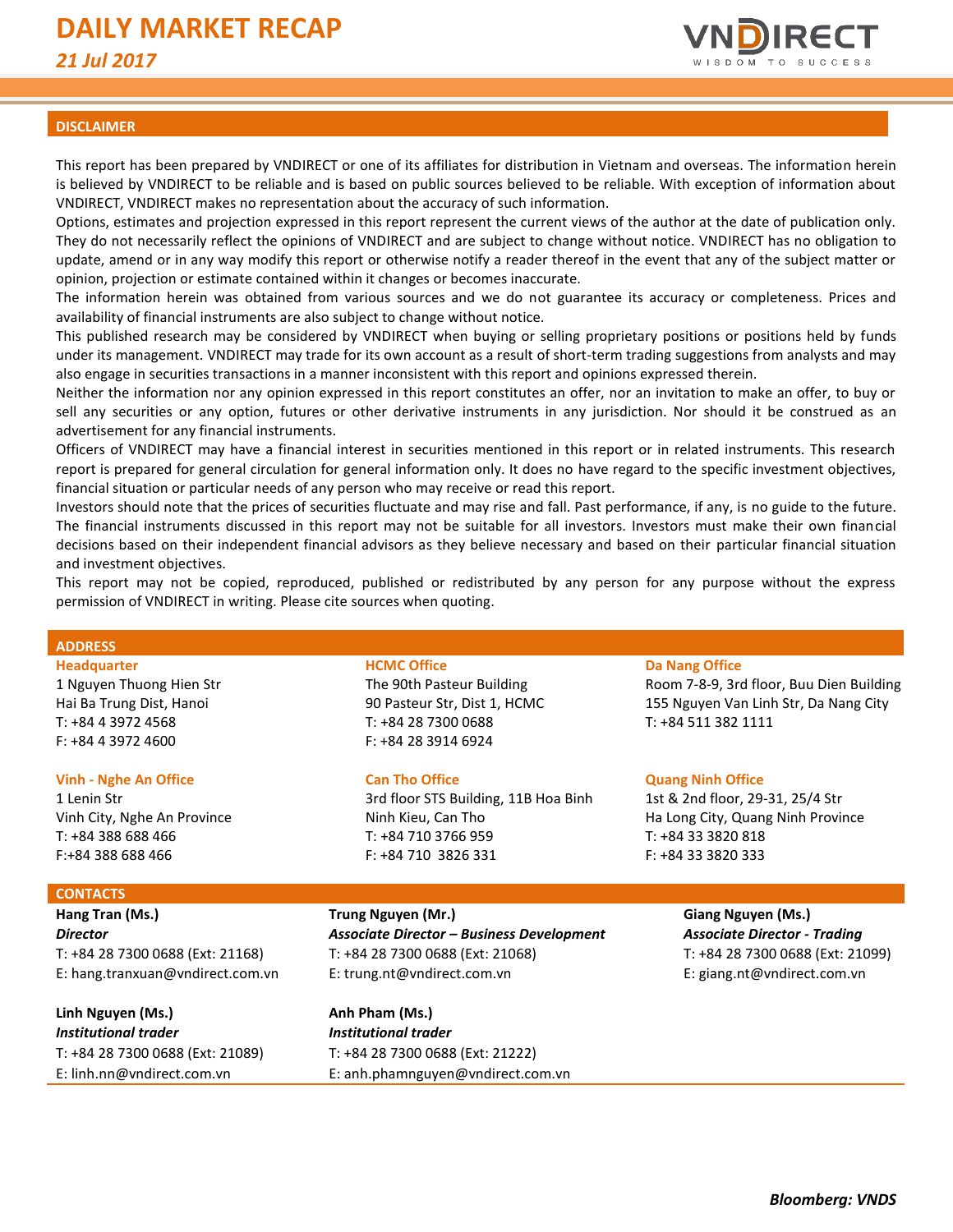## DISCLAIMER

This report has been prepared by VNDIRECT or one of its affiliates for distribution in Vietnam and overseas. The information herein is believed by VNDIRECT to be reliable and is based on public sources believed to be reliable. With exception of information about VNDIRECT, VNDIRECT makes no representation about the accuracy of such information.

Options, estimates and projection expressed in this report represent the current views of the author at the date of publication only. They do not necessarily reflect the opinions of VNDIRECT and are subject to change without notice. VNDIRECT has no obligation to update, amend or in any way modify this report or otherwise notify a reader thereof in the event that any of the subject matter or opinion, projection or estimate contained within it changes or becomes inaccurate.

The information herein was obtained from various sources and we do not guarantee its accuracy or completeness. Prices and availability of financial instruments are also subject to change without notice.

This published research may be considered by VNDIRECT when buying or selling proprietary positions or positions held by funds under its management. VNDIRECT may trade for its own account as a result of short-term trading suggestions from analysts and may also engage in securities transactions in a manner inconsistent with this report and opinions expressed therein.

Neither the information nor any opinion expressed in this report constitutes an offer, nor an invitation to make an offer, to buy or sell any securities or any option, futures or other derivative instruments in any jurisdiction. Nor should it be construed as an advertisement for any financial instruments.

Officers of VNDIRECT may have a financial interest in securities mentioned in this report or in related instruments. This research report is prepared for general circulation for general information only. It does no have regard to the specific investment objectives, financial situation or particular needs of any person who may receive or read this report.

Investors should note that the prices of securities fluctuate and may rise and fall. Past performance, if any, is no guide to the future. The financial instruments discussed in this report may not be suitable for all investors. Investors must make their own financial decisions based on their independent financial advisors as they believe necessary and based on their particular financial situation and investment objectives.

This report may not be copied, reproduced, published or redistributed by any person for any purpose without the express permission of VNDIRECT in writing. Please cite sources when quoting.

## ADDRESS

**Headquarter**
1 Nguyen Thuong Hien Str
Hai Ba Trung Dist, Hanoi
T: +84 4 3972 4568
F: +84 4 3972 4600

**HCMC Office**
The 90th Pasteur Building
90 Pasteur Str, Dist 1, HCMC
T: +84 28 7300 0688
F: +84 28 3914 6924

**Da Nang Office**
Room 7-8-9, 3rd floor, Buu Dien Building
155 Nguyen Van Linh Str, Da Nang City
T: +84 511 382 1111

**Vinh - Nghe An Office**
1 Lenin Str
Vinh City, Nghe An Province
T: +84 388 688 466
F:+84 388 688 466

**Can Tho Office**
3rd floor STS Building, 11B Hoa Binh
Ninh Kieu, Can Tho
T: +84 710 3766 959
F: +84 710 3826 331

**Quang Ninh Office**
1st & 2nd floor, 29-31, 25/4 Str
Ha Long City, Quang Ninh Province
T: +84 33 3820 818
F: +84 33 3820 333

## CONTACTS

**Hang Tran (Ms.)**
*Director*
T: +84 28 7300 0688 (Ext: 21168)
E: hang.tranxuan@vndirect.com.vn

**Trung Nguyen (Mr.)**
*Associate Director – Business Development*
T: +84 28 7300 0688 (Ext: 21068)
E: trung.nt@vndirect.com.vn

**Giang Nguyen (Ms.)**
*Associate Director - Trading*
T: +84 28 7300 0688 (Ext: 21099)
E: giang.nt@vndirect.com.vn

**Linh Nguyen (Ms.)**
*Institutional trader*
T: +84 28 7300 0688 (Ext: 21089)
E: linh.nn@vndirect.com.vn

**Anh Pham (Ms.)**
*Institutional trader*
T: +84 28 7300 0688 (Ext: 21222)
E: anh.phamnguyen@vndirect.com.vn